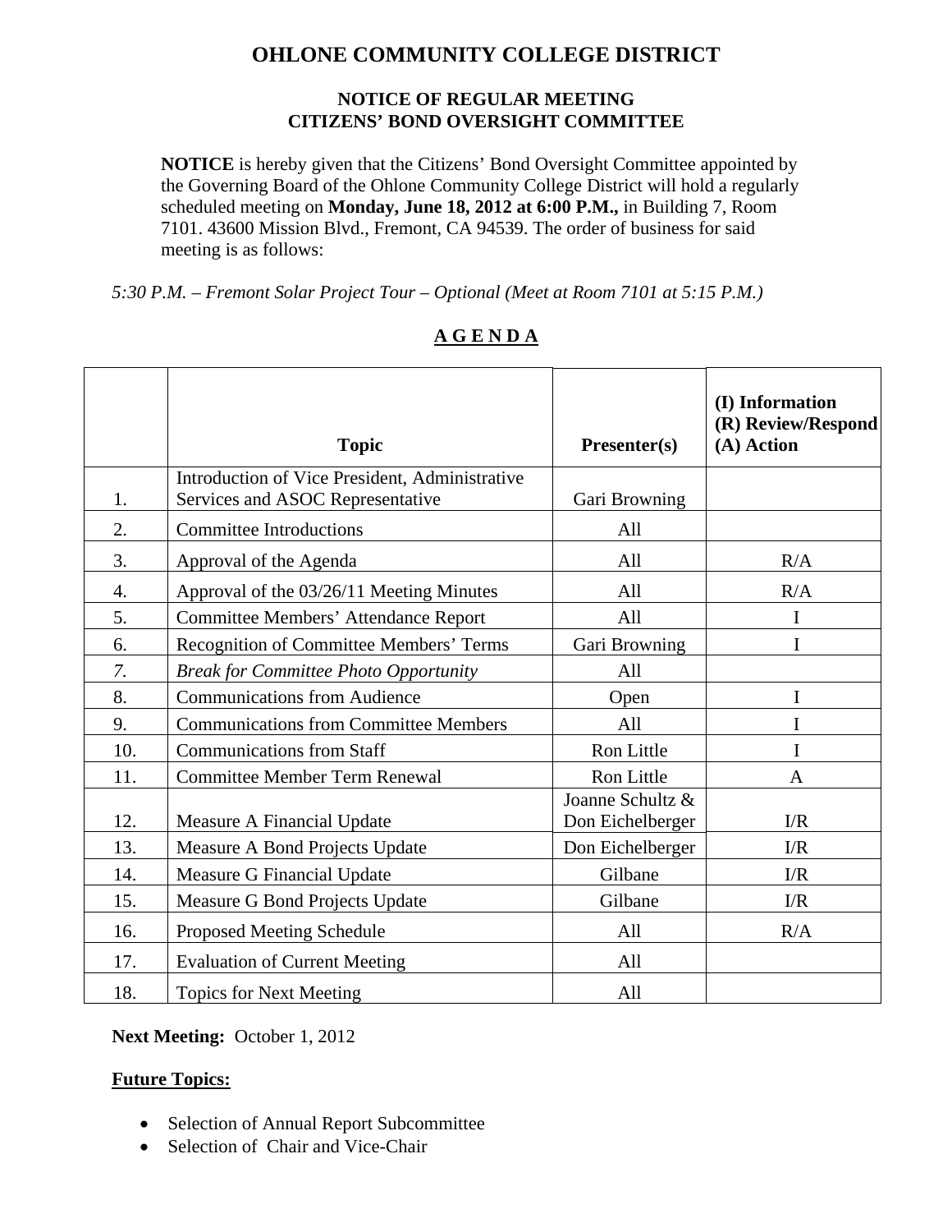# OHLONE COMMUNITY COLLEGE DISTRICT

## NOTICE OF REGULAR MEETING
## CITIZENS' BOND OVERSIGHT COMMITTEE

**NOTICE** is hereby given that the Citizens' Bond Oversight Committee appointed by the Governing Board of the Ohlone Community College District will hold a regularly scheduled meeting on **Monday, June 18, 2012 at 6:00 P.M.,** in Building 7, Room 7101. 43600 Mission Blvd., Fremont, CA 94539. The order of business for said meeting is as follows:

*5:30 P.M. – Fremont Solar Project Tour – Optional (Meet at Room 7101 at 5:15 P.M.)*

**A G E N D A**

| | **Topic** | **Presenter(s)** | **(I) Information (R) Review/Respond (A) Action** |
|---|---|---|---|
| 1. | Introduction of Vice President, Administrative Services and ASOC Representative | Gari Browning | |
| 2. | Committee Introductions | All | |
| 3. | Approval of the Agenda | All | R/A |
| 4. | Approval of the 03/26/11 Meeting Minutes | All | R/A |
| 5. | Committee Members' Attendance Report | All | I |
| 6. | Recognition of Committee Members' Terms | Gari Browning | I |
| *7.* | *Break for Committee Photo Opportunity* | All | |
| 8. | Communications from Audience | Open | I |
| 9. | Communications from Committee Members | All | I |
| 10. | Communications from Staff | Ron Little | I |
| 11. | Committee Member Term Renewal | Ron Little | A |
| 12. | Measure A Financial Update | Joanne Schultz & Don Eichelberger | I/R |
| 13. | Measure A Bond Projects Update | Don Eichelberger | I/R |
| 14. | Measure G Financial Update | Gilbane | I/R |
| 15. | Measure G Bond Projects Update | Gilbane | I/R |
| 16. | Proposed Meeting Schedule | All | R/A |
| 17. | Evaluation of Current Meeting | All | |
| 18. | Topics for Next Meeting | All | |

**Next Meeting:** October 1, 2012

**Future Topics:**

- Selection of Annual Report Subcommittee
- Selection of Chair and Vice-Chair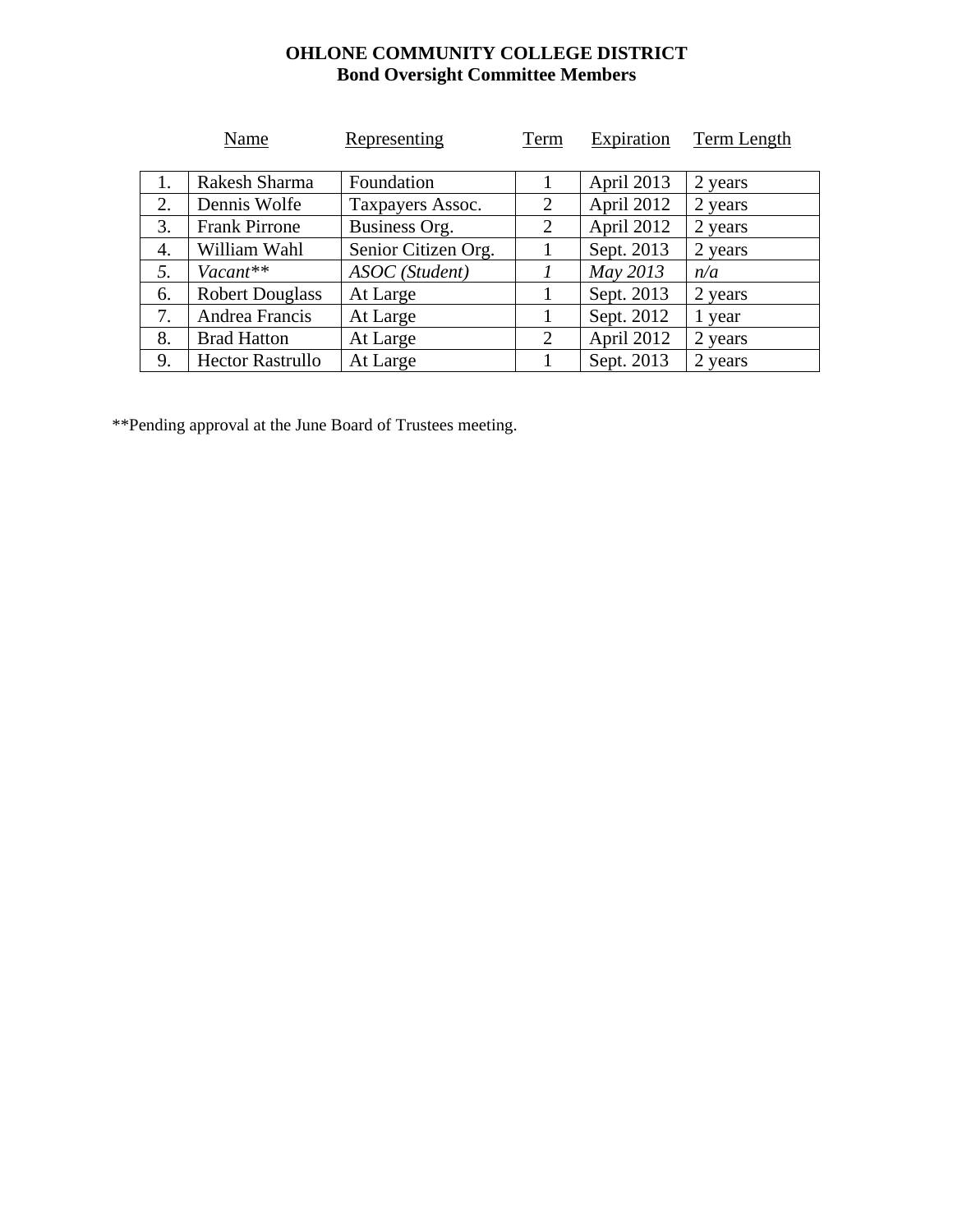# OHLONE COMMUNITY COLLEGE DISTRICT
## Bond Oversight Committee Members

| | Name | Representing | Term | Expiration | Term Length |
|---|---|---|---|---|---|
| 1. | Rakesh Sharma | Foundation | 1 | April 2013 | 2 years |
| 2. | Dennis Wolfe | Taxpayers Assoc. | 2 | April 2012 | 2 years |
| 3. | Frank Pirrone | Business Org. | 2 | April 2012 | 2 years |
| 4. | William Wahl | Senior Citizen Org. | 1 | Sept. 2013 | 2 years |
| *5.* | *Vacant*** | *ASOC (Student)* | *1* | *May 2013* | *n/a* |
| 6. | Robert Douglass | At Large | 1 | Sept. 2013 | 2 years |
| 7. | Andrea Francis | At Large | 1 | Sept. 2012 | 1 year |
| 8. | Brad Hatton | At Large | 2 | April 2012 | 2 years |
| 9. | Hector Rastrullo | At Large | 1 | Sept. 2013 | 2 years |

**Pending approval at the June Board of Trustees meeting.